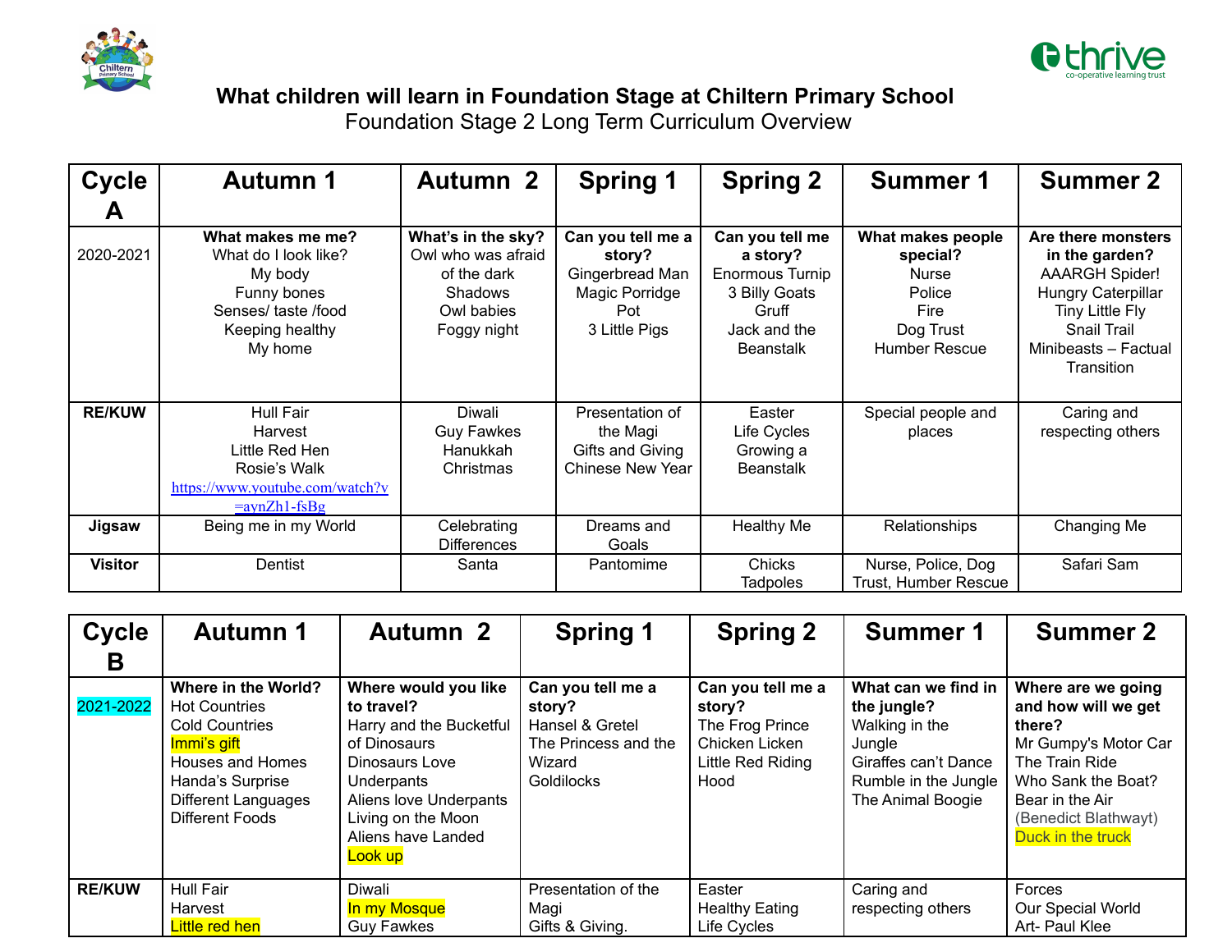# What children will learn in Foundation Stage at Chiltern Primary School

## Foundation Stage 2 Long Term Curriculum Overview

| Cycle A | Autumn 1 | Autumn 2 | Spring 1 | Spring 2 | Summer 1 | Summer 2 |
|---|---|---|---|---|---|---|
| 2020-2021 | **What makes me me?** What do I look like? My body Funny bones Senses/ taste /food Keeping healthy My home | **What's in the sky?** Owl who was afraid of the dark Shadows Owl babies Foggy night | **Can you tell me a story?** Gingerbread Man Magic Porridge Pot 3 Little Pigs | **Can you tell me a story?** Enormous Turnip 3 Billy Goats Gruff Jack and the Beanstalk | **What makes people special?** Nurse Police Fire Dog Trust Humber Rescue | **Are there monsters in the garden?** AAARGH Spider! Hungry Caterpillar Tiny Little Fly Snail Trail Minibeasts – Factual Transition |
| **RE/KUW** | Hull Fair Harvest Little Red Hen Rosie's Walk https://www.youtube.com/watch?v=aynZh1-fsBg | Diwali Guy Fawkes Hanukkah Christmas | Presentation of the Magi Gifts and Giving Chinese New Year | Easter Life Cycles Growing a Beanstalk | Special people and places | Caring and respecting others |
| **Jigsaw** | Being me in my World | Celebrating Differences | Dreams and Goals | Healthy Me | Relationships | Changing Me |
| **Visitor** | Dentist | Santa | Pantomime | Chicks Tadpoles | Nurse, Police, Dog Trust, Humber Rescue | Safari Sam |

| Cycle B | Autumn 1 | Autumn 2 | Spring 1 | Spring 2 | Summer 1 | Summer 2 |
|---|---|---|---|---|---|---|
| 2021-2022 | **Where in the World?** Hot Countries Cold Countries Immi's gift Houses and Homes Handa's Surprise Different Languages Different Foods | **Where would you like to travel?** Harry and the Bucketful of Dinosaurs Dinosaurs Love Underpants Aliens love Underpants Living on the Moon Aliens have Landed Look up | **Can you tell me a story?** Hansel & Gretel The Princess and the Wizard Goldilocks | **Can you tell me a story?** The Frog Prince Chicken Licken Little Red Riding Hood | **What can we find in the jungle?** Walking in the Jungle Giraffes can't Dance Rumble in the Jungle The Animal Boogie | **Where are we going and how will we get there?** Mr Gumpy's Motor Car The Train Ride Who Sank the Boat? Bear in the Air (Benedict Blathwayt) Duck in the truck |
| **RE/KUW** | Hull Fair Harvest Little red hen | Diwali In my Mosque Guy Fawkes | Presentation of the Magi Gifts & Giving. | Easter Healthy Eating Life Cycles | Caring and respecting others | Forces Our Special World Art- Paul Klee |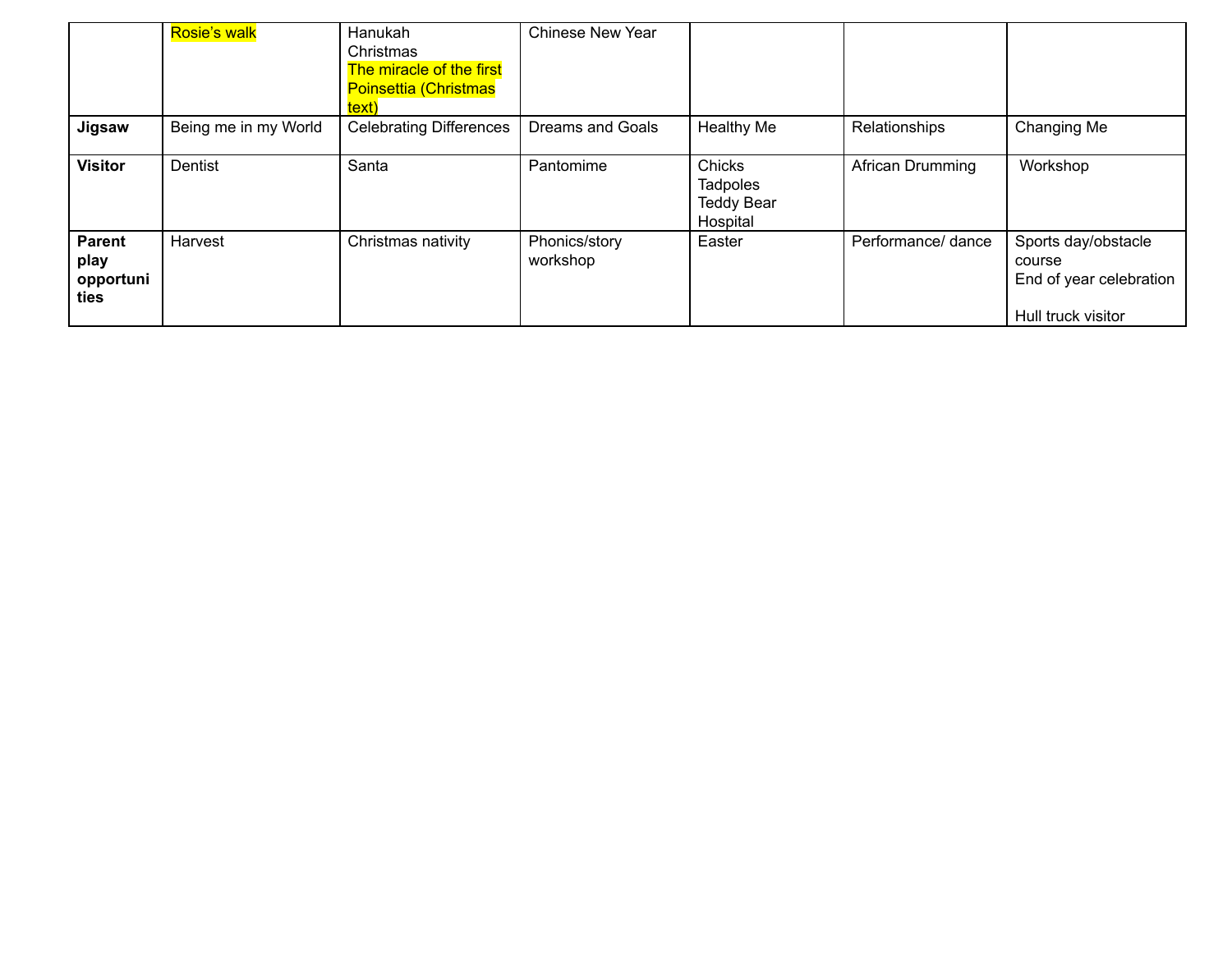| | | | | | | |
|---|---|---|---|---|---|---|
| | Rosie's walk | Hanukah<br>Christmas<br>The miracle of the first Poinsettia (Christmas text) | Chinese New Year | | | |
| **Jigsaw** | Being me in my World | Celebrating Differences | Dreams and Goals | Healthy Me | Relationships | Changing Me |
| **Visitor** | Dentist | Santa | Pantomime | Chicks<br>Tadpoles<br>Teddy Bear Hospital | African Drumming | Workshop |
| **Parent play opportunities** | Harvest | Christmas nativity | Phonics/story workshop | Easter | Performance/ dance | Sports day/obstacle course<br>End of year celebration<br><br>Hull truck visitor |